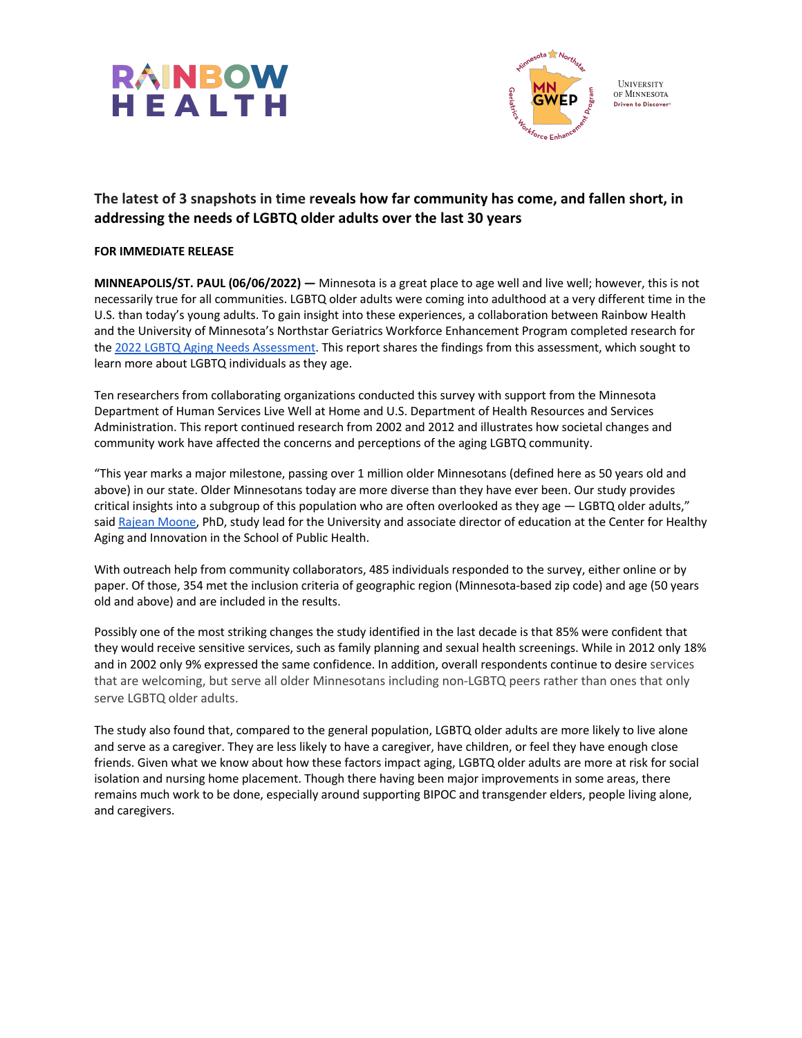## The latest of 3 snapshots in time reveals how far community has come, and fallen short, in addressing the needs of LGBTQ older adults over the last 30 years

**FOR IMMEDIATE RELEASE**

**MINNEAPOLIS/ST. PAUL (06/06/2022) —** Minnesota is a great place to age well and live well; however, this is not necessarily true for all communities. LGBTQ older adults were coming into adulthood at a very different time in the U.S. than today's young adults. To gain insight into these experiences, a collaboration between Rainbow Health and the University of Minnesota's Northstar Geriatrics Workforce Enhancement Program completed research for the [2022 LGBTQ Aging Needs Assessment](). This report shares the findings from this assessment, which sought to learn more about LGBTQ individuals as they age.

Ten researchers from collaborating organizations conducted this survey with support from the Minnesota Department of Human Services Live Well at Home and U.S. Department of Health Resources and Services Administration. This report continued research from 2002 and 2012 and illustrates how societal changes and community work have affected the concerns and perceptions of the aging LGBTQ community.

"This year marks a major milestone, passing over 1 million older Minnesotans (defined here as 50 years old and above) in our state. Older Minnesotans today are more diverse than they have ever been. Our study provides critical insights into a subgroup of this population who are often overlooked as they age — LGBTQ older adults," said [Rajean Moone](), PhD, study lead for the University and associate director of education at the Center for Healthy Aging and Innovation in the School of Public Health.

With outreach help from community collaborators, 485 individuals responded to the survey, either online or by paper. Of those, 354 met the inclusion criteria of geographic region (Minnesota-based zip code) and age (50 years old and above) and are included in the results.

Possibly one of the most striking changes the study identified in the last decade is that 85% were confident that they would receive sensitive services, such as family planning and sexual health screenings. While in 2012 only 18% and in 2002 only 9% expressed the same confidence. In addition, overall respondents continue to desire services that are welcoming, but serve all older Minnesotans including non-LGBTQ peers rather than ones that only serve LGBTQ older adults.

The study also found that, compared to the general population, LGBTQ older adults are more likely to live alone and serve as a caregiver. They are less likely to have a caregiver, have children, or feel they have enough close friends. Given what we know about how these factors impact aging, LGBTQ older adults are more at risk for social isolation and nursing home placement. Though there having been major improvements in some areas, there remains much work to be done, especially around supporting BIPOC and transgender elders, people living alone, and caregivers.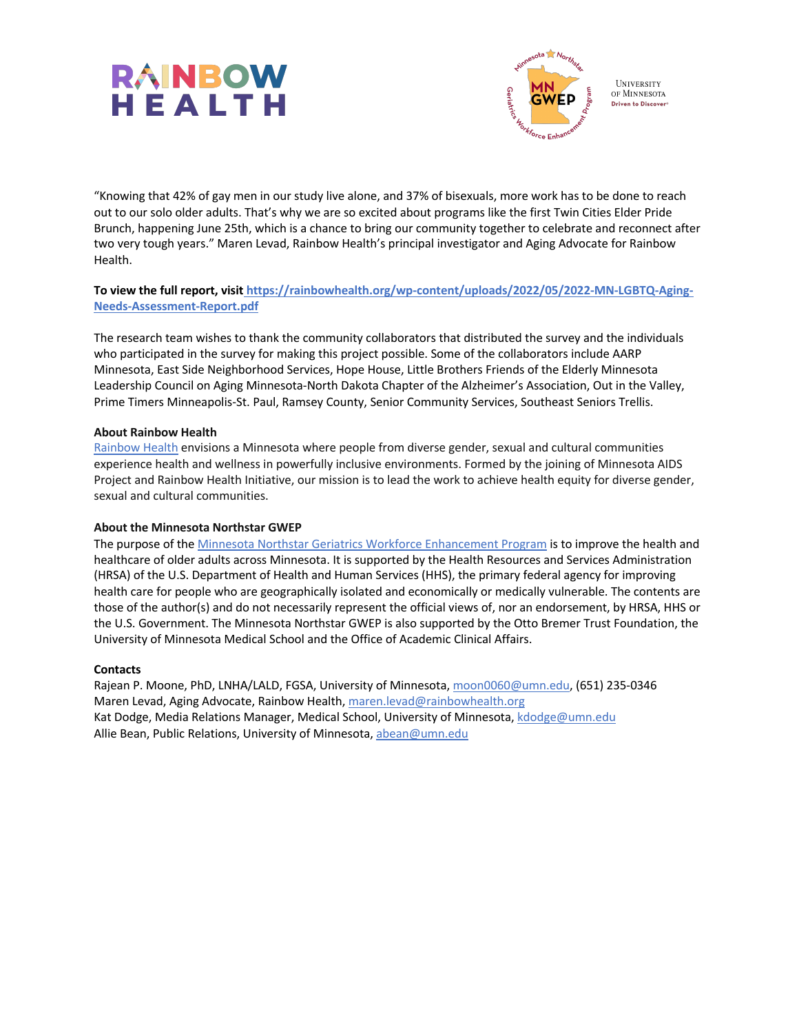"Knowing that 42% of gay men in our study live alone, and 37% of bisexuals, more work has to be done to reach out to our solo older adults. That's why we are so excited about programs like the first Twin Cities Elder Pride Brunch, happening June 25th, which is a chance to bring our community together to celebrate and reconnect after two very tough years." Maren Levad, Rainbow Health's principal investigator and Aging Advocate for Rainbow Health.

**To view the full report, visit https://rainbowhealth.org/wp-content/uploads/2022/05/2022-MN-LGBTQ-Aging-Needs-Assessment-Report.pdf**

The research team wishes to thank the community collaborators that distributed the survey and the individuals who participated in the survey for making this project possible. Some of the collaborators include AARP Minnesota, East Side Neighborhood Services, Hope House, Little Brothers Friends of the Elderly Minnesota Leadership Council on Aging Minnesota-North Dakota Chapter of the Alzheimer's Association, Out in the Valley, Prime Timers Minneapolis-St. Paul, Ramsey County, Senior Community Services, Southeast Seniors Trellis.

**About Rainbow Health**

Rainbow Health envisions a Minnesota where people from diverse gender, sexual and cultural communities experience health and wellness in powerfully inclusive environments. Formed by the joining of Minnesota AIDS Project and Rainbow Health Initiative, our mission is to lead the work to achieve health equity for diverse gender, sexual and cultural communities.

**About the Minnesota Northstar GWEP**

The purpose of the Minnesota Northstar Geriatrics Workforce Enhancement Program is to improve the health and healthcare of older adults across Minnesota. It is supported by the Health Resources and Services Administration (HRSA) of the U.S. Department of Health and Human Services (HHS), the primary federal agency for improving health care for people who are geographically isolated and economically or medically vulnerable. The contents are those of the author(s) and do not necessarily represent the official views of, nor an endorsement, by HRSA, HHS or the U.S. Government. The Minnesota Northstar GWEP is also supported by the Otto Bremer Trust Foundation, the University of Minnesota Medical School and the Office of Academic Clinical Affairs.

**Contacts**

Rajean P. Moone, PhD, LNHA/LALD, FGSA, University of Minnesota, moon0060@umn.edu, (651) 235-0346
Maren Levad, Aging Advocate, Rainbow Health, maren.levad@rainbowhealth.org
Kat Dodge, Media Relations Manager, Medical School, University of Minnesota, kdodge@umn.edu
Allie Bean, Public Relations, University of Minnesota, abean@umn.edu